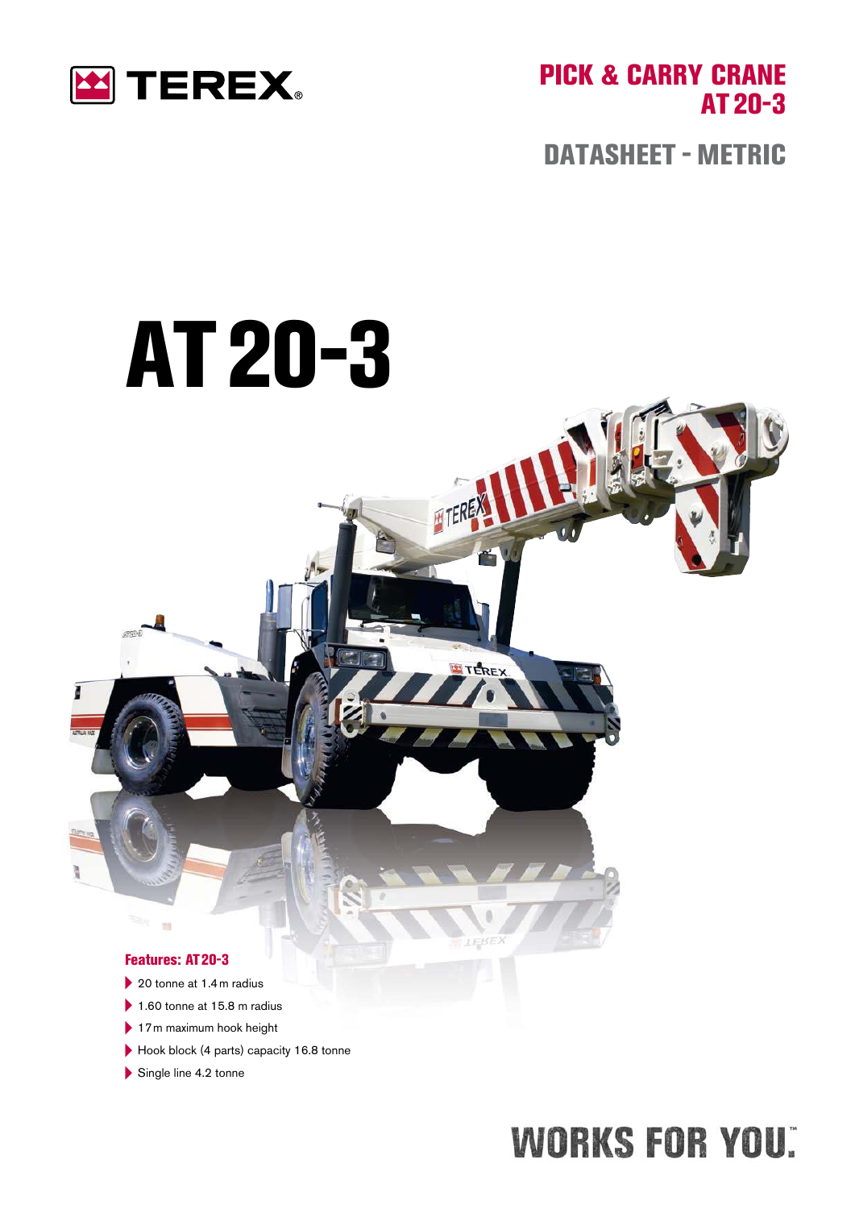# PICK & CARRY CRANE AT 20-3

## DATASHEET - METRIC

# AT 20-3

### Features: AT 20-3

- 20 tonne at 1.4 m radius
- 1.60 tonne at 15.8 m radius
- 17 m maximum hook height
- Hook block (4 parts) capacity 16.8 tonne
- Single line 4.2 tonne

WORKS FOR YOU.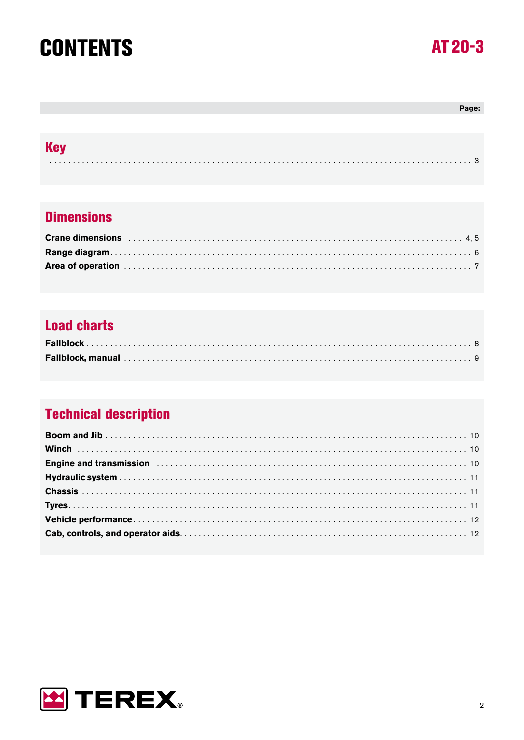# CONTENTS

**AT 20-3**

| | Page: |
|---|---|

## Key

| | |
|---|---|
| | 3 |

## Dimensions

| | |
|---|---|
| **Crane dimensions** | 4, 5 |
| **Range diagram** | 6 |
| **Area of operation** | 7 |

## Load charts

| | |
|---|---|
| **Fallblock** | 8 |
| **Fallblock, manual** | 9 |

## Technical description

| | |
|---|---|
| **Boom and Jib** | 10 |
| **Winch** | 10 |
| **Engine and transmission** | 10 |
| **Hydraulic system** | 11 |
| **Chassis** | 11 |
| **Tyres** | 11 |
| **Vehicle performance** | 12 |
| **Cab, controls, and operator aids** | 12 |

TEREX®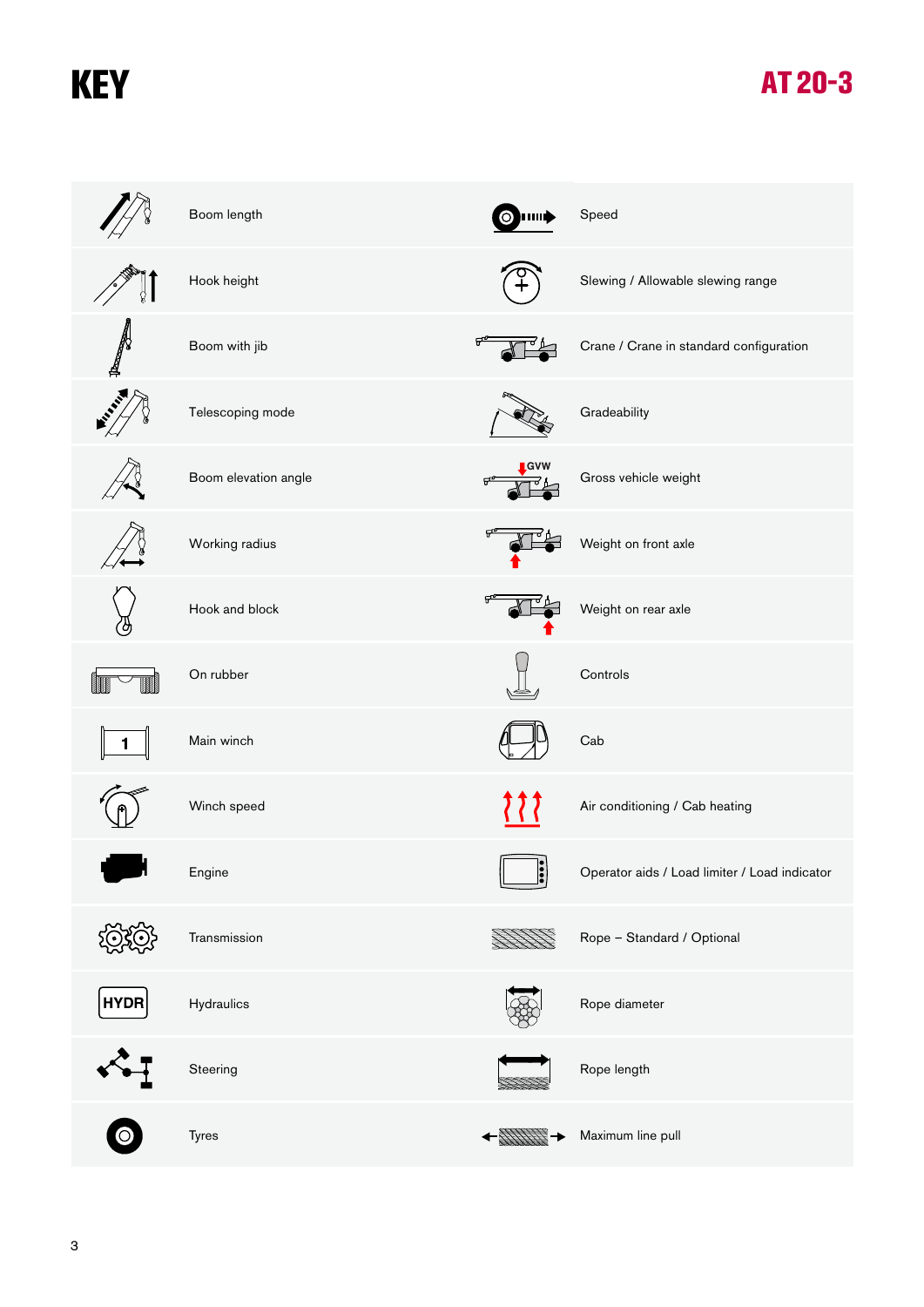# KEY

## AT 20-3

| | |
|---|---|
| Boom length | Speed |
| Hook height | Slewing / Allowable slewing range |
| Boom with jib | Crane / Crane in standard configuration |
| Telescoping mode | Gradeability |
| Boom elevation angle | Gross vehicle weight |
| Working radius | Weight on front axle |
| Hook and block | Weight on rear axle |
| On rubber | Controls |
| Main winch | Cab |
| Winch speed | Air conditioning / Cab heating |
| Engine | Operator aids / Load limiter / Load indicator |
| Transmission | Rope – Standard / Optional |
| Hydraulics | Rope diameter |
| Steering | Rope length |
| Tyres | Maximum line pull |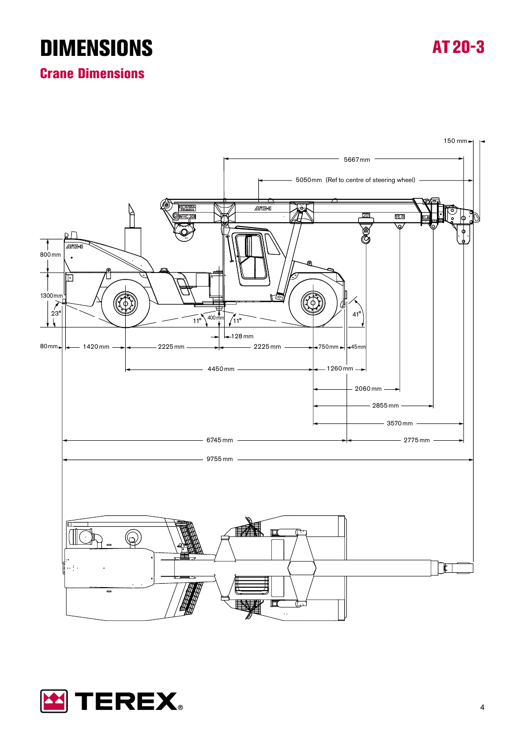# DIMENSIONS

AT 20-3

## Crane Dimensions

150 mm

5667 mm

5050 mm (Ref to centre of steering wheel)

800 mm

1300 mm

23°

11°

400 mm

11°

41°

128 mm

80 mm

1420 mm

2225 mm

2225 mm

750 mm

45 mm

4450 mm

1260 mm

2060 mm

2855 mm

3570 mm

6745 mm

2775 mm

9755 mm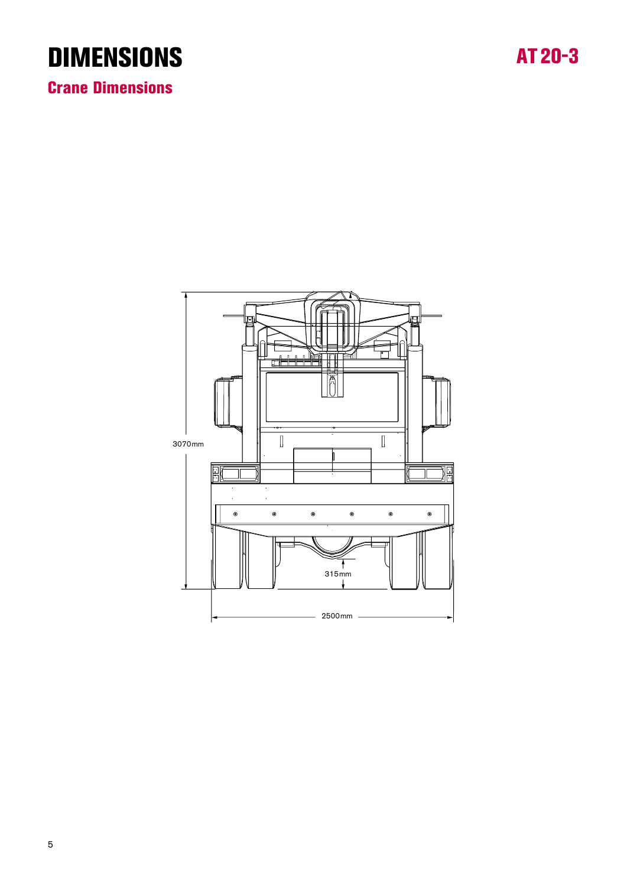# DIMENSIONS

AT 20-3

## Crane Dimensions

3070mm

315mm

2500mm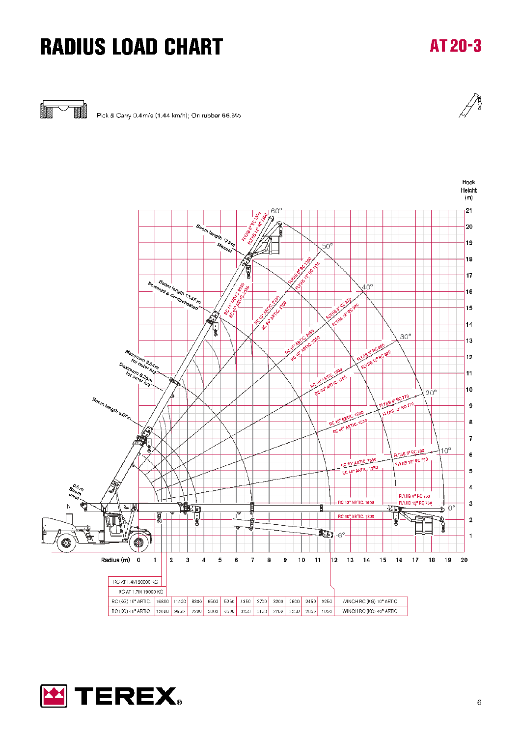# RADIUS LOAD CHART

**AT 20-3**

Pick & Carry 0.4m/s (1.44 km/h); On rubber 66.6%

| | | | | | | | | | | | | |
|---|---|---|---|---|---|---|---|---|---|---|---|---|
| RC AT 1.4M 20000 KG | | | | | | | | | | | | |
| RC AT 1.7M 19000 KG | | | | | | | | | | | | |
| RC (KG) 10° ARTIC. | 16800 | 11400 | 8300 | 6500 | 5250 | 4350 | 3700 | 3200 | 2800 | 2450 | 2250 | WINCH RC (KG) 10° ARTIC. |
| RC (KG) 40° ARTIC. | 12800 | 9950 | 7200 | 5600 | 4500 | 3750 | 3150 | 2700 | 2350 | 2050 | 1850 | WINCH RC (KG) 40° ARTIC. |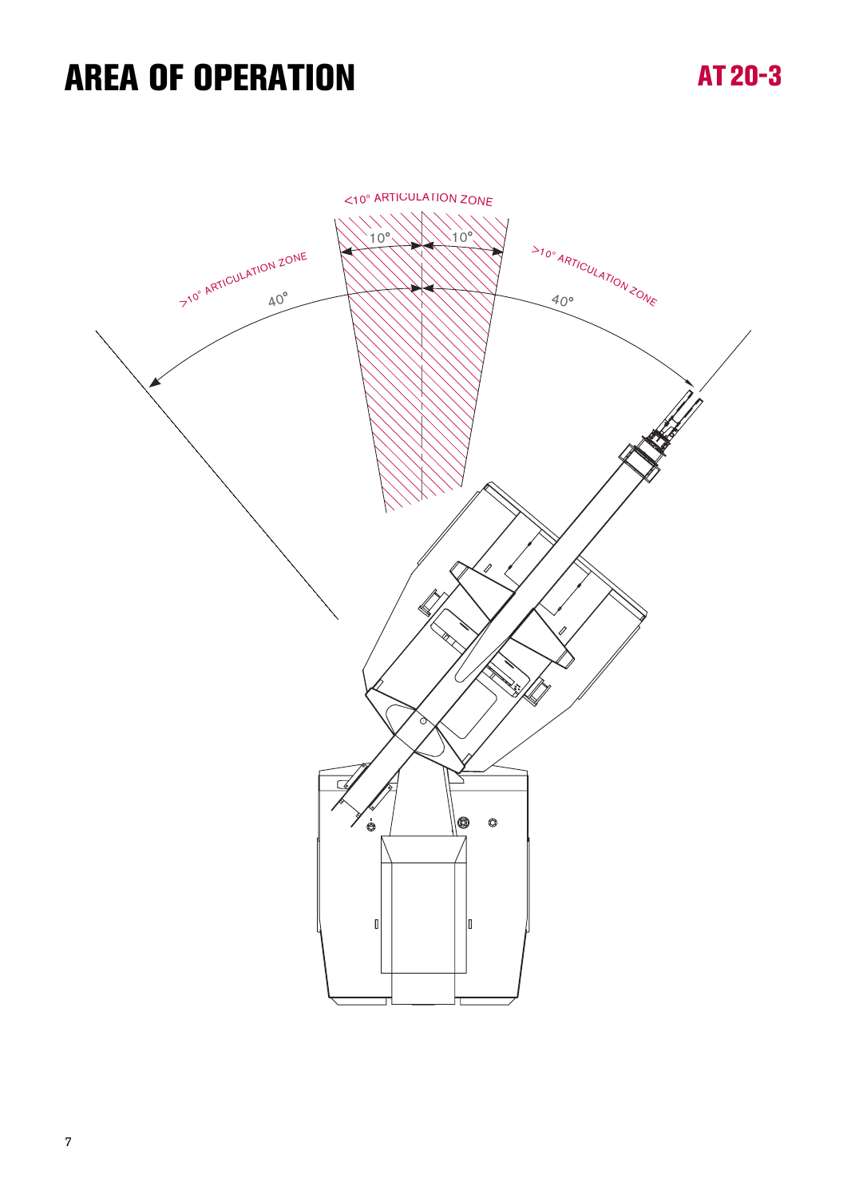# AREA OF OPERATION

AT 20-3

<10° ARTICULATION ZONE

10° 10°

>10° ARTICULATION ZONE

>10° ARTICULATION ZONE

40° 40°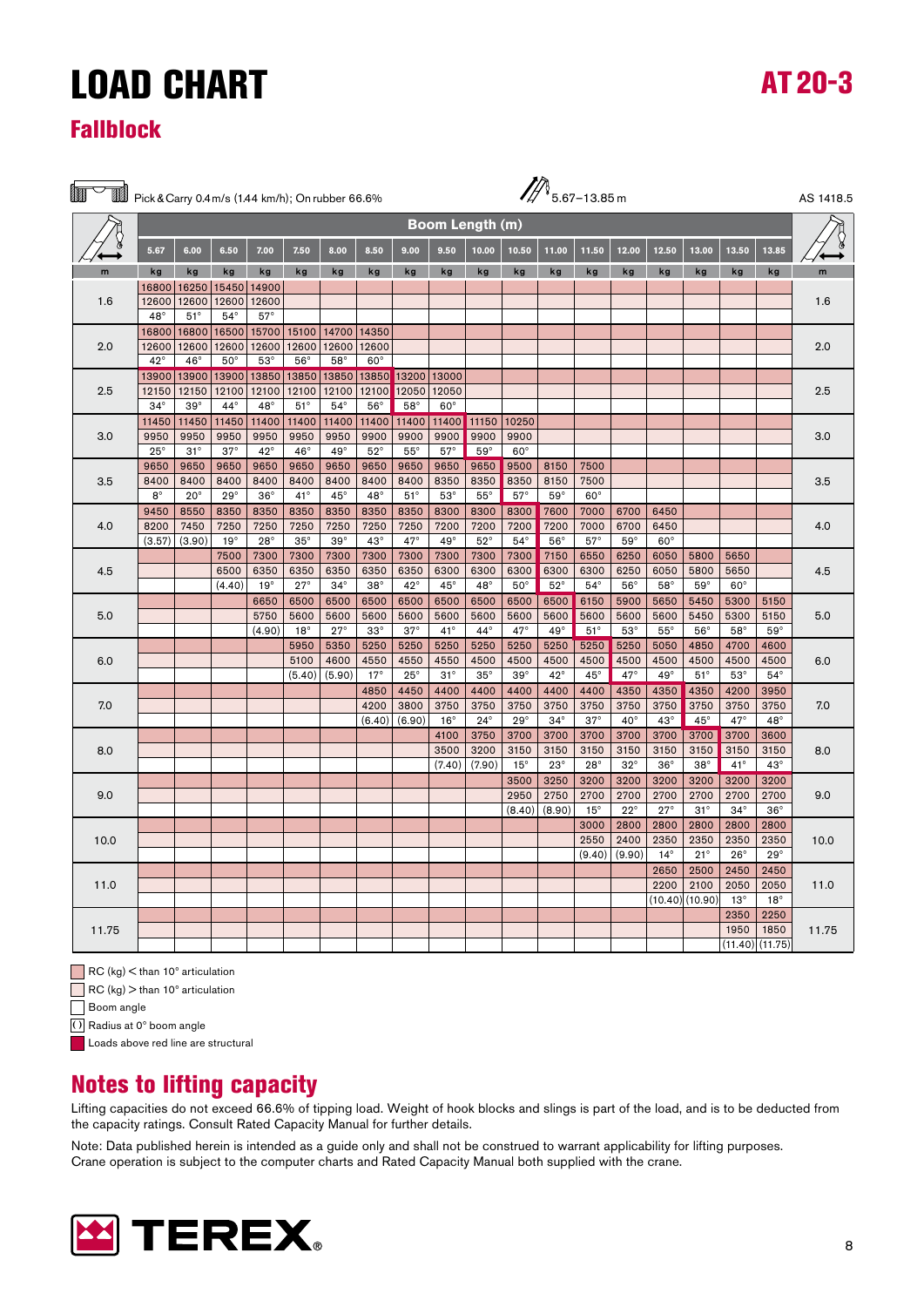# LOAD CHART

**AT 20-3**

## Fallblock

Pick & Carry 0.4 m/s (1.44 km/h); On rubber 66.6% — 5.67–13.85 m — AS 1418.5

| | Boom Length (m) | | | | | | | | | | | | | | | | | | |
|---|---|---|---|---|---|---|---|---|---|---|---|---|---|---|---|---|---|---|---|
| | 5.67 | 6.00 | 6.50 | 7.00 | 7.50 | 8.00 | 8.50 | 9.00 | 9.50 | 10.00 | 10.50 | 11.00 | 11.50 | 12.00 | 12.50 | 13.00 | 13.50 | 13.85 | |
| m | kg | kg | kg | kg | kg | kg | kg | kg | kg | kg | kg | kg | kg | kg | kg | kg | kg | kg | m |
| 1.6 | 16800 | 16250 | 15450 | 14900 | | | | | | | | | | | | | | | 1.6 |
| | 12600 | 12600 | 12600 | 12600 | | | | | | | | | | | | | | | |
| | 48° | 51° | 54° | 57° | | | | | | | | | | | | | | | |
| 2.0 | 16800 | 16800 | 16500 | 15700 | 15100 | 14700 | 14350 | | | | | | | | | | | | 2.0 |
| | 12600 | 12600 | 12600 | 12600 | 12600 | 12600 | 12600 | | | | | | | | | | | | |
| | 42° | 46° | 50° | 53° | 56° | 58° | 60° | | | | | | | | | | | | |
| 2.5 | 13900 | 13900 | 13900 | 13850 | 13850 | 13850 | 13850 | 13200 | 13000 | | | | | | | | | | 2.5 |
| | 12150 | 12150 | 12100 | 12100 | 12100 | 12100 | 12100 | 12050 | 12050 | | | | | | | | | | |
| | 34° | 39° | 44° | 48° | 51° | 54° | 56° | 58° | 60° | | | | | | | | | | |
| 3.0 | 11450 | 11450 | 11450 | 11400 | 11400 | 11400 | 11400 | 11400 | 11400 | 11150 | 10250 | | | | | | | | 3.0 |
| | 9950 | 9950 | 9950 | 9950 | 9950 | 9950 | 9900 | 9900 | 9900 | 9900 | 9900 | | | | | | | | |
| | 25° | 31° | 37° | 42° | 46° | 49° | 52° | 55° | 57° | 59° | 60° | | | | | | | | |
| 3.5 | 9650 | 9650 | 9650 | 9650 | 9650 | 9650 | 9650 | 9650 | 9650 | 9650 | 9500 | 8150 | 7500 | | | | | | 3.5 |
| | 8400 | 8400 | 8400 | 8400 | 8400 | 8400 | 8400 | 8400 | 8350 | 8350 | 8350 | 8150 | 7500 | | | | | | |
| | 8° | 20° | 29° | 36° | 41° | 45° | 48° | 51° | 53° | 55° | 57° | 59° | 60° | | | | | | |
| 4.0 | 9450 | 8550 | 8350 | 8350 | 8350 | 8350 | 8350 | 8350 | 8300 | 8300 | 8300 | 7600 | 7000 | 6700 | 6450 | | | | 4.0 |
| | 8200 | 7450 | 7250 | 7250 | 7250 | 7250 | 7250 | 7250 | 7200 | 7200 | 7200 | 7200 | 7000 | 6700 | 6450 | | | | |
| | (3.57) | (3.90) | 19° | 28° | 35° | 39° | 43° | 47° | 49° | 52° | 54° | 56° | 57° | 59° | 60° | | | | |
| 4.5 | | | 7500 | 7300 | 7300 | 7300 | 7300 | 7300 | 7300 | 7300 | 7300 | 7150 | 6550 | 6250 | 6050 | 5800 | 5650 | | 4.5 |
| | | | 6500 | 6350 | 6350 | 6350 | 6350 | 6350 | 6300 | 6300 | 6300 | 6300 | 6300 | 6250 | 6050 | 5800 | 5650 | | |
| | | | (4.40) | 19° | 27° | 34° | 38° | 42° | 45° | 48° | 50° | 52° | 54° | 56° | 58° | 59° | 60° | | |
| 5.0 | | | | 6650 | 6500 | 6500 | 6500 | 6500 | 6500 | 6500 | 6500 | 6500 | 6150 | 5900 | 5650 | 5450 | 5300 | 5150 | 5.0 |
| | | | | 5750 | 5600 | 5600 | 5600 | 5600 | 5600 | 5600 | 5600 | 5600 | 5600 | 5600 | 5600 | 5450 | 5300 | 5150 | |
| | | | | (4.90) | 18° | 27° | 33° | 37° | 41° | 44° | 47° | 49° | 51° | 53° | 55° | 56° | 58° | 59° | |
| 6.0 | | | | | 5950 | 5350 | 5250 | 5250 | 5250 | 5250 | 5250 | 5250 | 5250 | 5250 | 5050 | 4850 | 4700 | 4600 | 6.0 |
| | | | | | 5100 | 4600 | 4550 | 4550 | 4550 | 4500 | 4500 | 4500 | 4500 | 4500 | 4500 | 4500 | 4500 | 4500 | |
| | | | | | (5.40) | (5.90) | 17° | 25° | 31° | 35° | 39° | 42° | 45° | 47° | 49° | 51° | 53° | 54° | |
| 7.0 | | | | | | | 4850 | 4450 | 4400 | 4400 | 4400 | 4400 | 4400 | 4350 | 4350 | 4350 | 4200 | 3950 | 7.0 |
| | | | | | | | 4200 | 3800 | 3750 | 3750 | 3750 | 3750 | 3750 | 3750 | 3750 | 3750 | 3750 | 3750 | |
| | | | | | | | (6.40) | (6.90) | 16° | 24° | 29° | 34° | 37° | 40° | 43° | 45° | 47° | 48° | |
| 8.0 | | | | | | | | | 4100 | 3750 | 3700 | 3700 | 3700 | 3700 | 3700 | 3700 | 3700 | 3600 | 8.0 |
| | | | | | | | | | 3500 | 3200 | 3150 | 3150 | 3150 | 3150 | 3150 | 3150 | 3150 | 3150 | |
| | | | | | | | | | (7.40) | (7.90) | 15° | 23° | 28° | 32° | 36° | 38° | 41° | 43° | |
| 9.0 | | | | | | | | | | | 3500 | 3250 | 3200 | 3200 | 3200 | 3200 | 3200 | 3200 | 9.0 |
| | | | | | | | | | | | 2950 | 2750 | 2700 | 2700 | 2700 | 2700 | 2700 | 2700 | |
| | | | | | | | | | | | (8.40) | (8.90) | 15° | 22° | 27° | 31° | 34° | 36° | |
| 10.0 | | | | | | | | | | | | | 3000 | 2800 | 2800 | 2800 | 2800 | 2800 | 10.0 |
| | | | | | | | | | | | | | 2550 | 2400 | 2350 | 2350 | 2350 | 2350 | |
| | | | | | | | | | | | | | (9.40) | (9.90) | 14° | 21° | 26° | 29° | |
| 11.0 | | | | | | | | | | | | | | | 2650 | 2500 | 2450 | 2450 | 11.0 |
| | | | | | | | | | | | | | | | 2200 | 2100 | 2050 | 2050 | |
| | | | | | | | | | | | | | | | (10.40) | (10.90) | 13° | 18° | |
| 11.75 | | | | | | | | | | | | | | | | | 2350 | 2250 | 11.75 |
| | | | | | | | | | | | | | | | | | 1950 | 1850 | |
| | | | | | | | | | | | | | | | | | (11.40) | (11.75) | |

- RC (kg) < than 10° articulation
- RC (kg) > than 10° articulation
- Boom angle
- ( ) Radius at 0° boom angle
- Loads above red line are structural

## Notes to lifting capacity

Lifting capacities do not exceed 66.6% of tipping load. Weight of hook blocks and slings is part of the load, and is to be deducted from the capacity ratings. Consult Rated Capacity Manual for further details.

Note: Data published herein is intended as a guide only and shall not be construed to warrant applicability for lifting purposes. Crane operation is subject to the computer charts and Rated Capacity Manual both supplied with the crane.

TEREX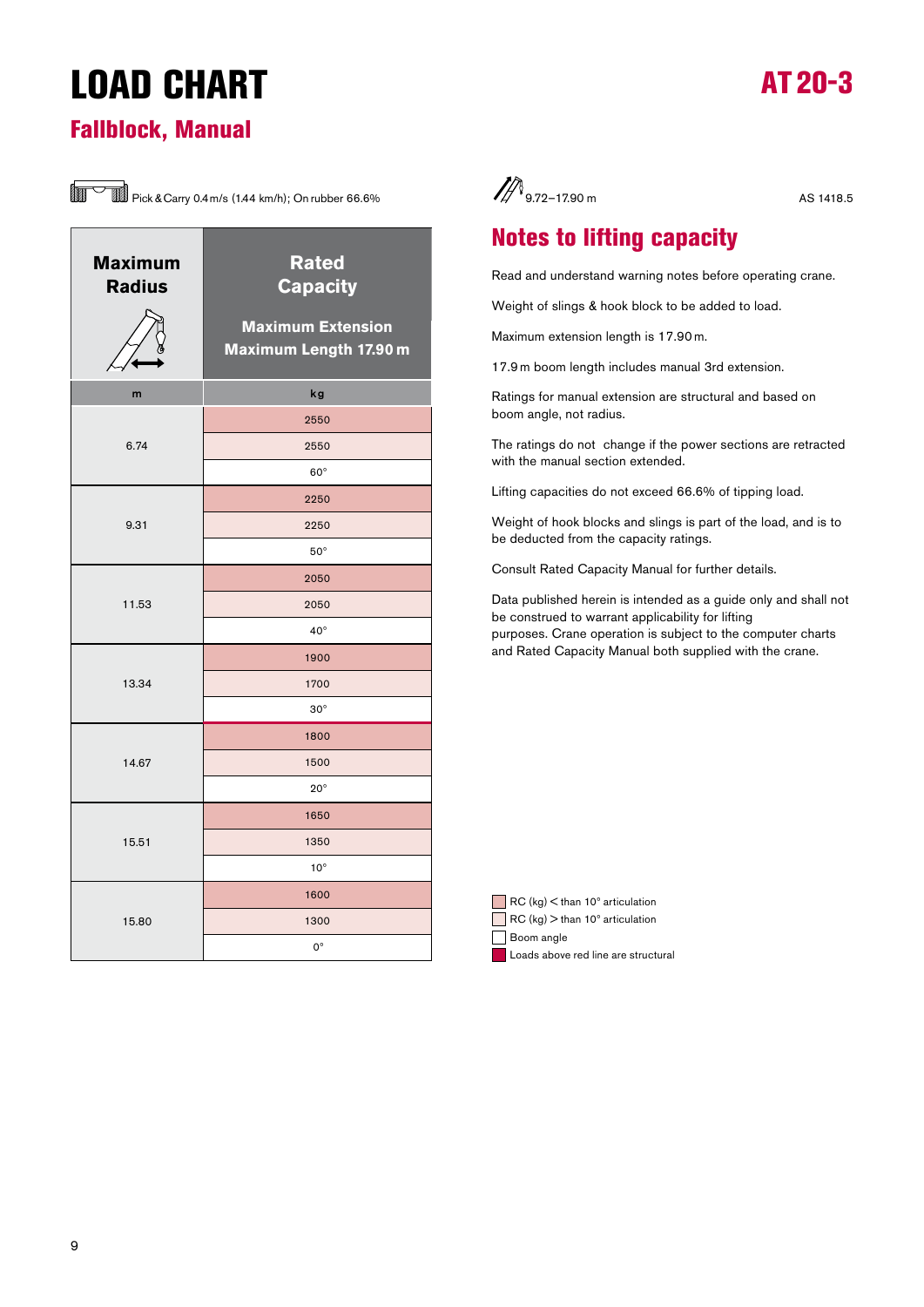# LOAD CHART

**AT 20-3**

## Fallblock, Manual

Pick & Carry 0.4 m/s (1.44 km/h); On rubber 66.6%

9.72–17.90 m

AS 1418.5

| Maximum Radius | Rated Capacity – Maximum Extension Maximum Length 17.90 m |
|---|---|
| m | kg |
| 6.74 | 2550 |
| | 2550 |
| | 60° |
| 9.31 | 2250 |
| | 2250 |
| | 50° |
| 11.53 | 2050 |
| | 2050 |
| | 40° |
| 13.34 | 1900 |
| | 1700 |
| | 30° |
| 14.67 | 1800 |
| | 1500 |
| | 20° |
| 15.51 | 1650 |
| | 1350 |
| | 10° |
| 15.80 | 1600 |
| | 1300 |
| | 0° |

## Notes to lifting capacity

Read and understand warning notes before operating crane.

Weight of slings & hook block to be added to load.

Maximum extension length is 17.90 m.

17.9 m boom length includes manual 3rd extension.

Ratings for manual extension are structural and based on boom angle, not radius.

The ratings do not change if the power sections are retracted with the manual section extended.

Lifting capacities do not exceed 66.6% of tipping load.

Weight of hook blocks and slings is part of the load, and is to be deducted from the capacity ratings.

Consult Rated Capacity Manual for further details.

Data published herein is intended as a guide only and shall not be construed to warrant applicability for lifting purposes. Crane operation is subject to the computer charts and Rated Capacity Manual both supplied with the crane.

- RC (kg) < than 10° articulation
- RC (kg) > than 10° articulation
- Boom angle
- Loads above red line are structural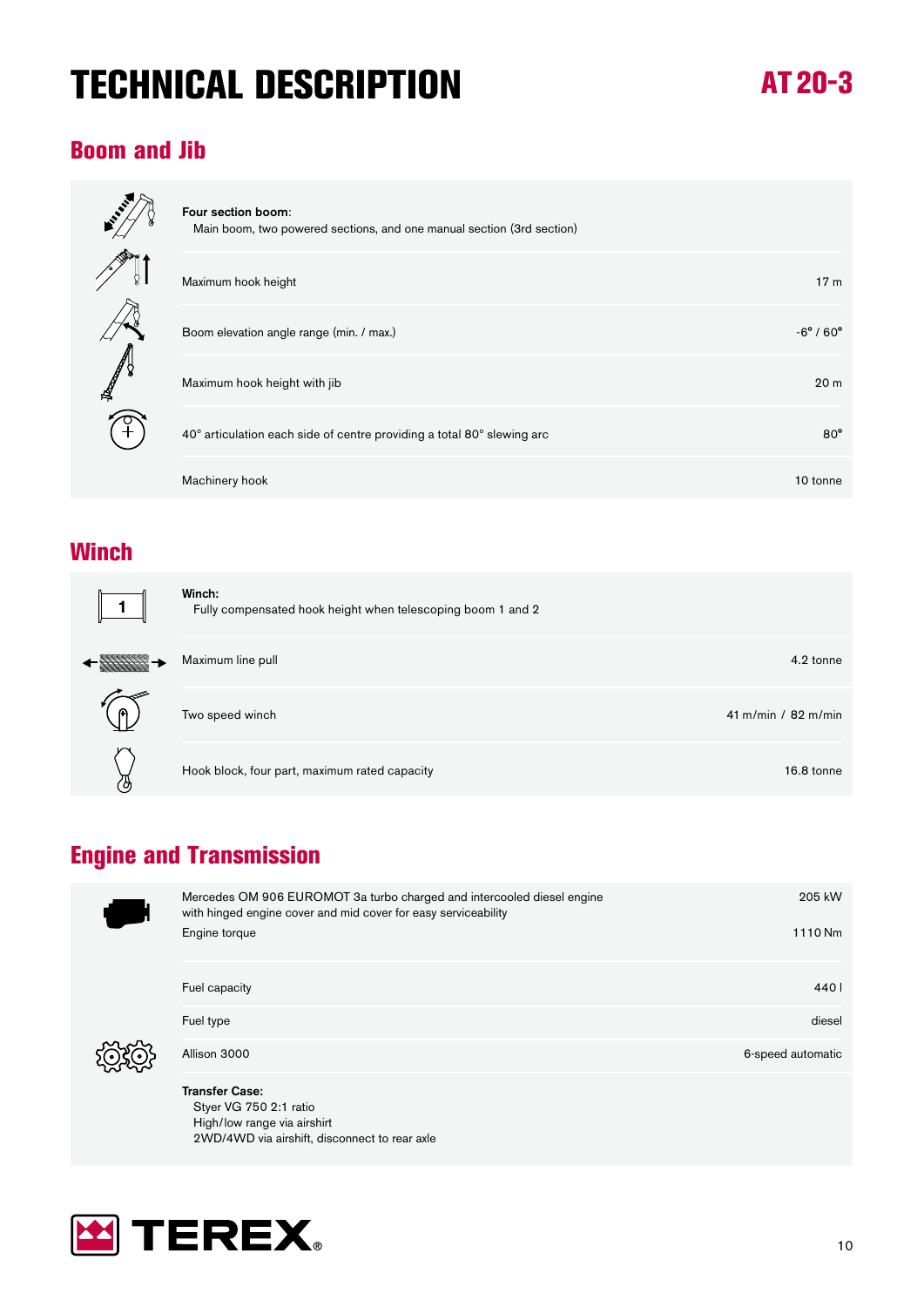# TECHNICAL DESCRIPTION

**AT 20-3**

## Boom and Jib

**Four section boom**:
Main boom, two powered sections, and one manual section (3rd section)

| | |
|---|---|
| Maximum hook height | 17 m |
| Boom elevation angle range (min. / max.) | -6° / 60° |
| Maximum hook height with jib | 20 m |
| 40° articulation each side of centre providing a total 80° slewing arc | 80° |
| Machinery hook | 10 tonne |

## Winch

**Winch:**
Fully compensated hook height when telescoping boom 1 and 2

| | |
|---|---|
| Maximum line pull | 4.2 tonne |
| Two speed winch | 41 m/min / 82 m/min |
| Hook block, four part, maximum rated capacity | 16.8 tonne |

## Engine and Transmission

| | |
|---|---|
| Mercedes OM 906 EUROMOT 3a turbo charged and intercooled diesel engine with hinged engine cover and mid cover for easy serviceability | 205 kW |
| Engine torque | 1110 Nm |
| Fuel capacity | 440 l |
| Fuel type | diesel |
| Allison 3000 | 6-speed automatic |

**Transfer Case:**
Styer VG 750 2:1 ratio
High/low range via airshirt
2WD/4WD via airshift, disconnect to rear axle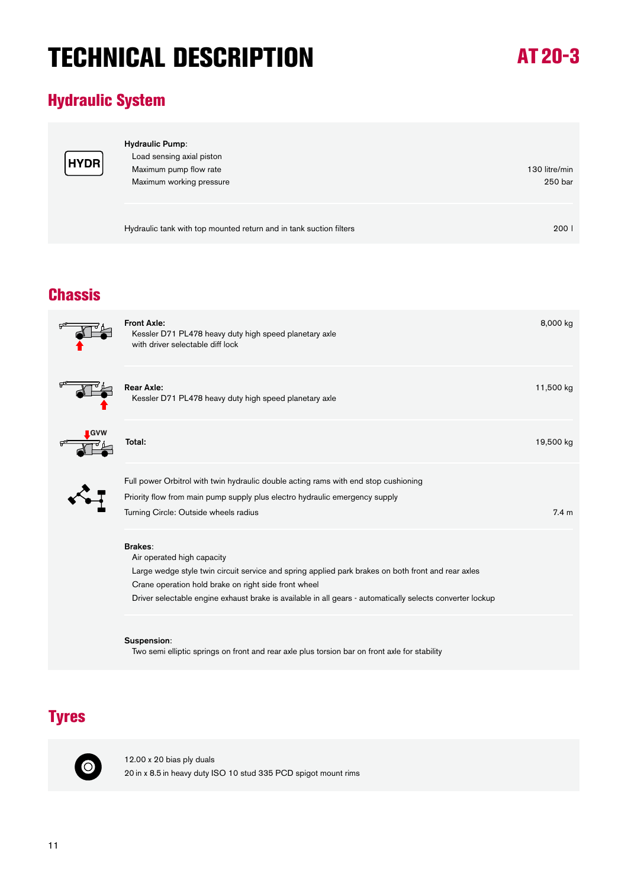# TECHNICAL DESCRIPTION

**AT 20-3**

## Hydraulic System

HYDR

**Hydraulic Pump**:

| | |
|---|---|
| Load sensing axial piston | |
| Maximum pump flow rate | 130 litre/min |
| Maximum working pressure | 250 bar |

| | |
|---|---|
| Hydraulic tank with top mounted return and in tank suction filters | 200 l |

## Chassis

| | |
|---|---|
| **Front Axle:**<br>Kessler D71 PL478 heavy duty high speed planetary axle<br>with driver selectable diff lock | 8,000 kg |
| **Rear Axle:**<br>Kessler D71 PL478 heavy duty high speed planetary axle | 11,500 kg |
| **Total:** | 19,500 kg |

Full power Orbitrol with twin hydraulic double acting rams with end stop cushioning

Priority flow from main pump supply plus electro hydraulic emergency supply

| | |
|---|---|
| Turning Circle: Outside wheels radius | 7.4 m |

**Brakes**:
- Air operated high capacity
- Large wedge style twin circuit service and spring applied park brakes on both front and rear axles
- Crane operation hold brake on right side front wheel
- Driver selectable engine exhaust brake is available in all gears - automatically selects converter lockup

**Suspension**:
- Two semi elliptic springs on front and rear axle plus torsion bar on front axle for stability

## Tyres

12.00 x 20 bias ply duals

20 in x 8.5 in heavy duty ISO 10 stud 335 PCD spigot mount rims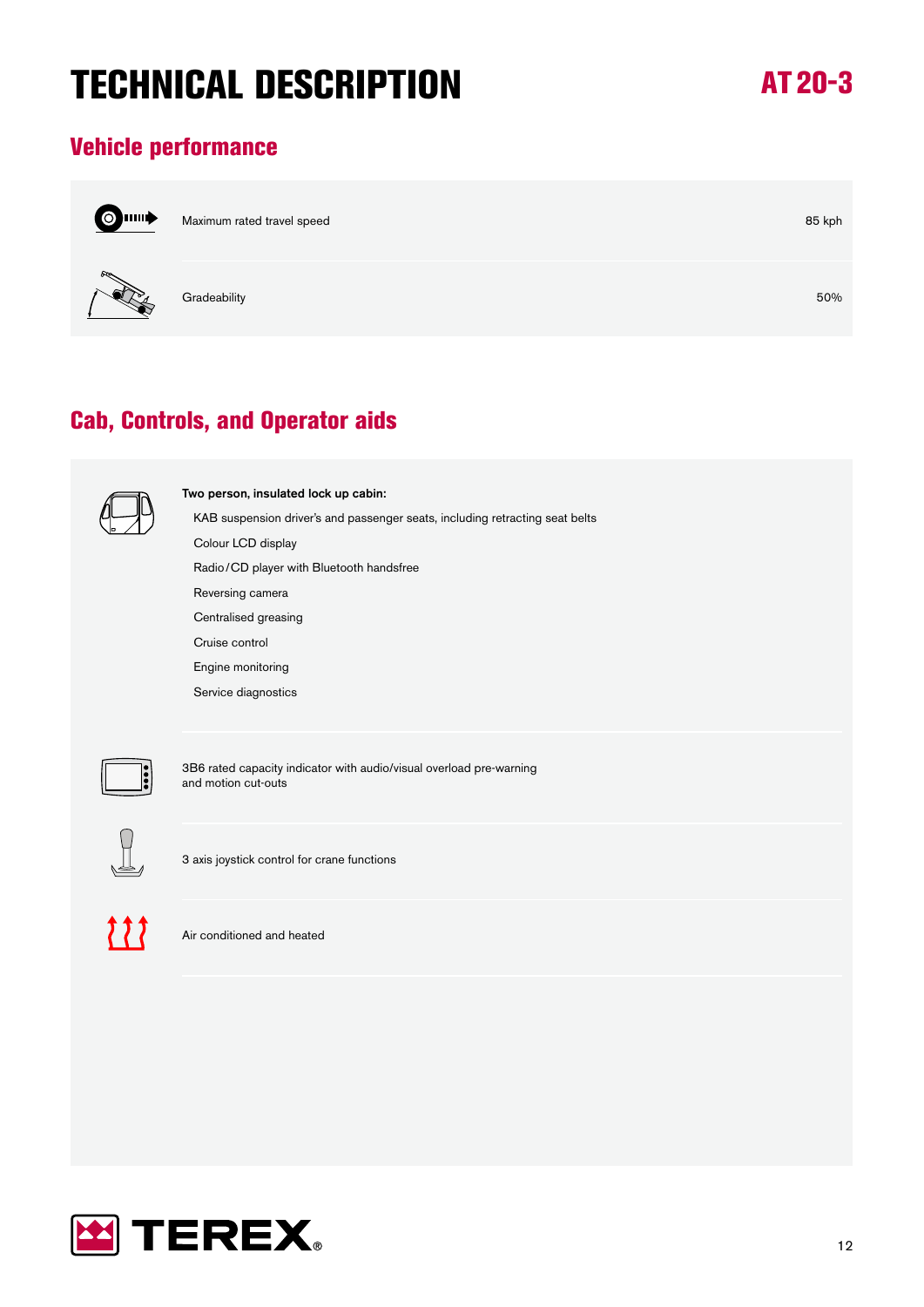# TECHNICAL DESCRIPTION

**AT 20-3**

## Vehicle performance

| | |
|---|---|
| Maximum rated travel speed | 85 kph |
| Gradeability | 50% |

## Cab, Controls, and Operator aids

**Two person, insulated lock up cabin:**

- KAB suspension driver's and passenger seats, including retracting seat belts
- Colour LCD display
- Radio/CD player with Bluetooth handsfree
- Reversing camera
- Centralised greasing
- Cruise control
- Engine monitoring
- Service diagnostics

3B6 rated capacity indicator with audio/visual overload pre-warning and motion cut-outs

3 axis joystick control for crane functions

Air conditioned and heated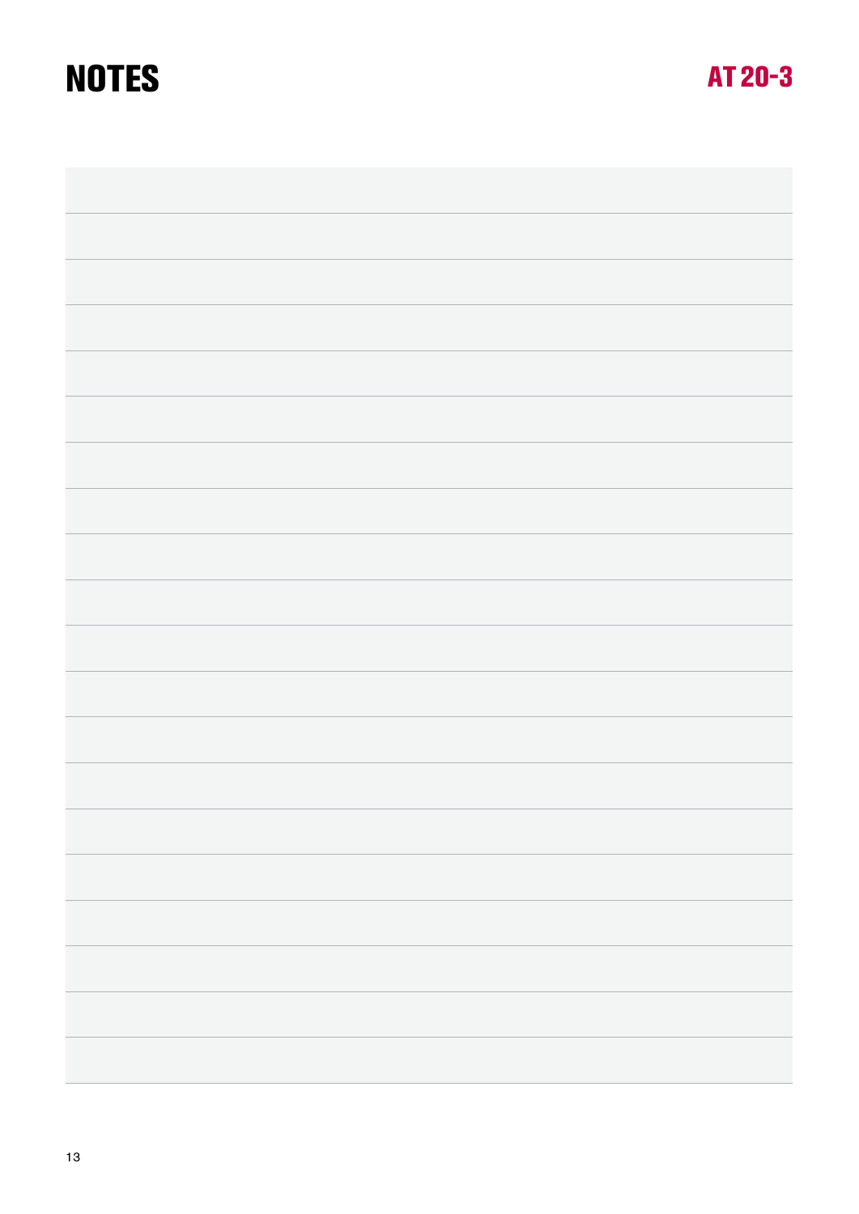# NOTES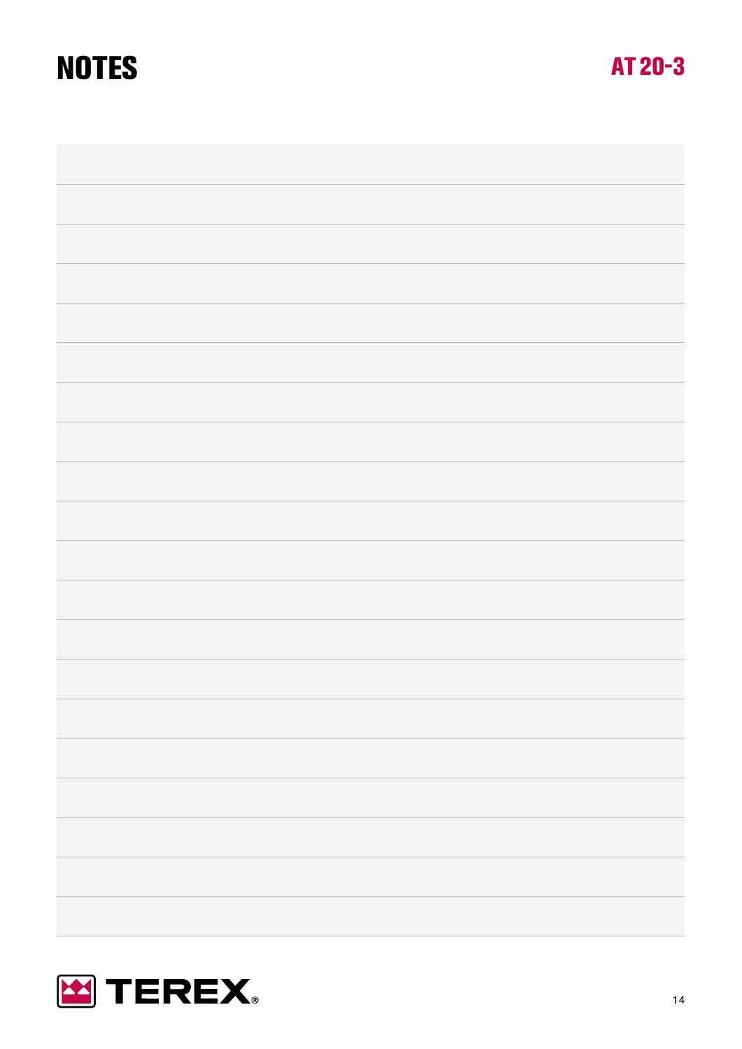# NOTES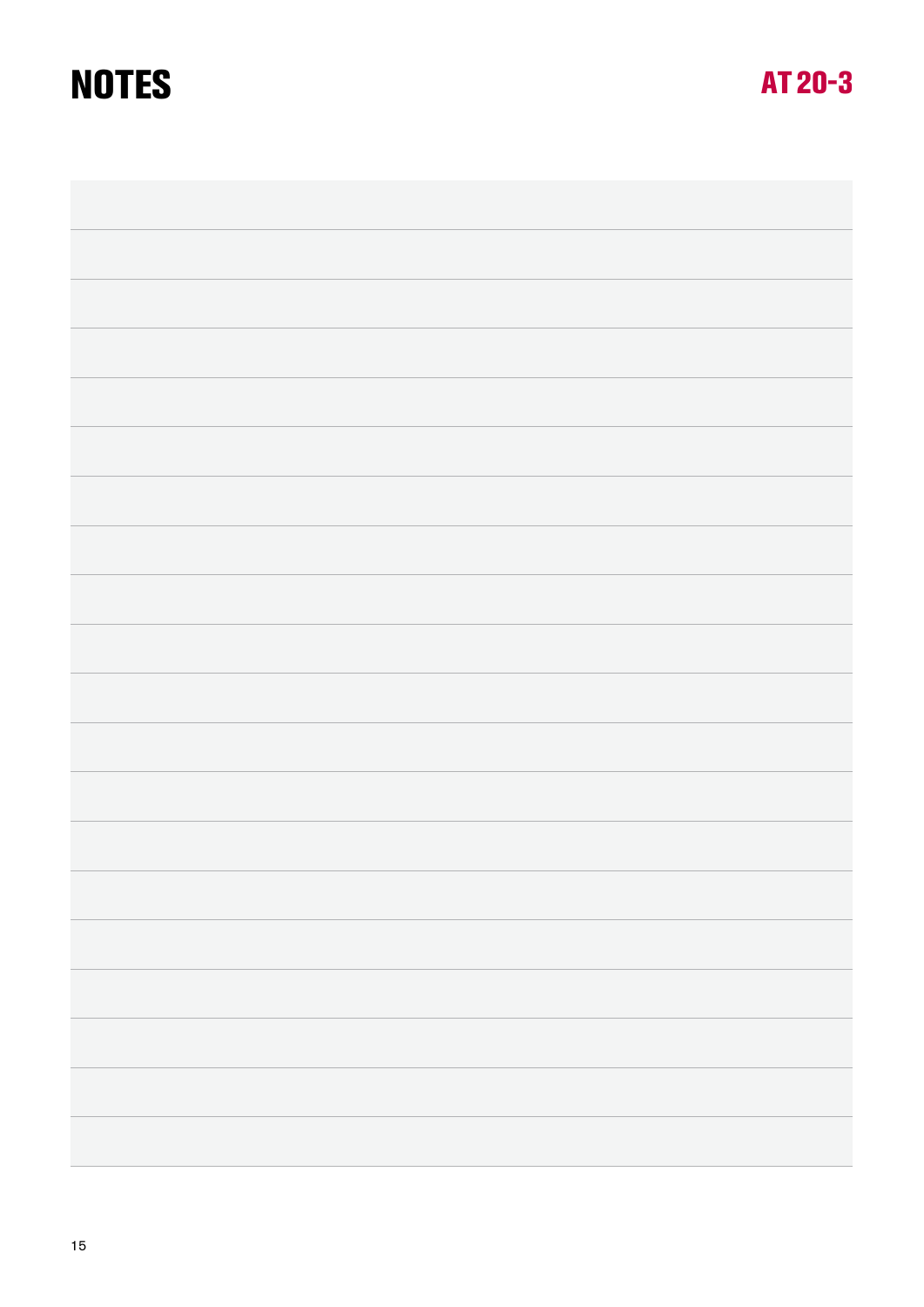# NOTES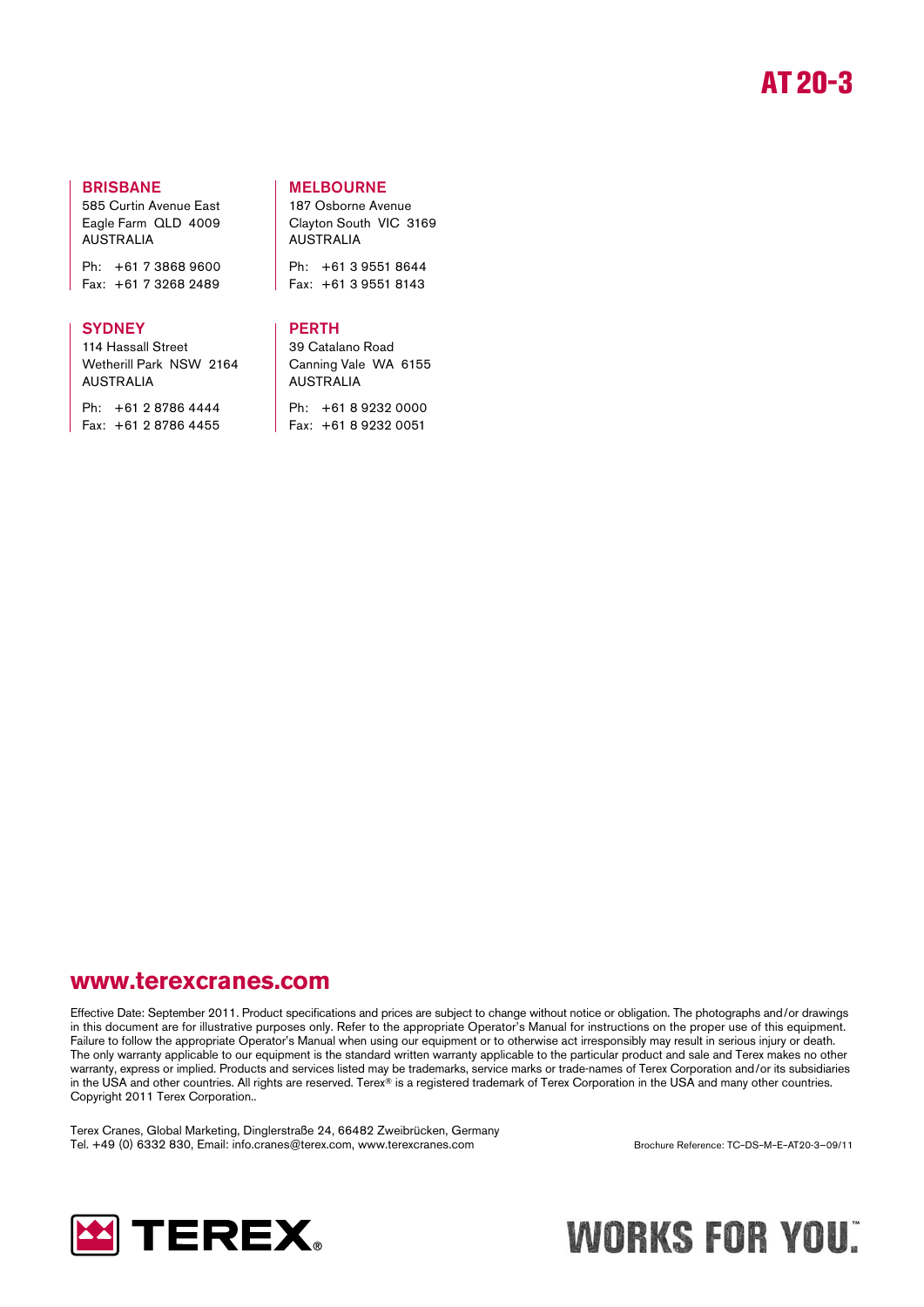# AT 20-3

**BRISBANE**
585 Curtin Avenue East
Eagle Farm QLD 4009
AUSTRALIA

Ph: +61 7 3868 9600
Fax: +61 7 3268 2489

**MELBOURNE**
187 Osborne Avenue
Clayton South VIC 3169
AUSTRALIA

Ph: +61 3 9551 8644
Fax: +61 3 9551 8143

**SYDNEY**
114 Hassall Street
Wetherill Park NSW 2164
AUSTRALIA

Ph: +61 2 8786 4444
Fax: +61 2 8786 4455

**PERTH**
39 Catalano Road
Canning Vale WA 6155
AUSTRALIA

Ph: +61 8 9232 0000
Fax: +61 8 9232 0051

**www.terexcranes.com**

Effective Date: September 2011. Product specifications and prices are subject to change without notice or obligation. The photographs and/or drawings in this document are for illustrative purposes only. Refer to the appropriate Operator's Manual for instructions on the proper use of this equipment. Failure to follow the appropriate Operator's Manual when using our equipment or to otherwise act irresponsibly may result in serious injury or death. The only warranty applicable to our equipment is the standard written warranty applicable to the particular product and sale and Terex makes no other warranty, express or implied. Products and services listed may be trademarks, service marks or trade-names of Terex Corporation and/or its subsidiaries in the USA and other countries. All rights are reserved. Terex® is a registered trademark of Terex Corporation in the USA and many other countries. Copyright 2011 Terex Corporation..

Terex Cranes, Global Marketing, Dinglerstraße 24, 66482 Zweibrücken, Germany
Tel. +49 (0) 6332 830, Email: info.cranes@terex.com, www.terexcranes.com

Brochure Reference: TC–DS–M–E–AT20-3–09/11

TEREX®

WORKS FOR YOU.™